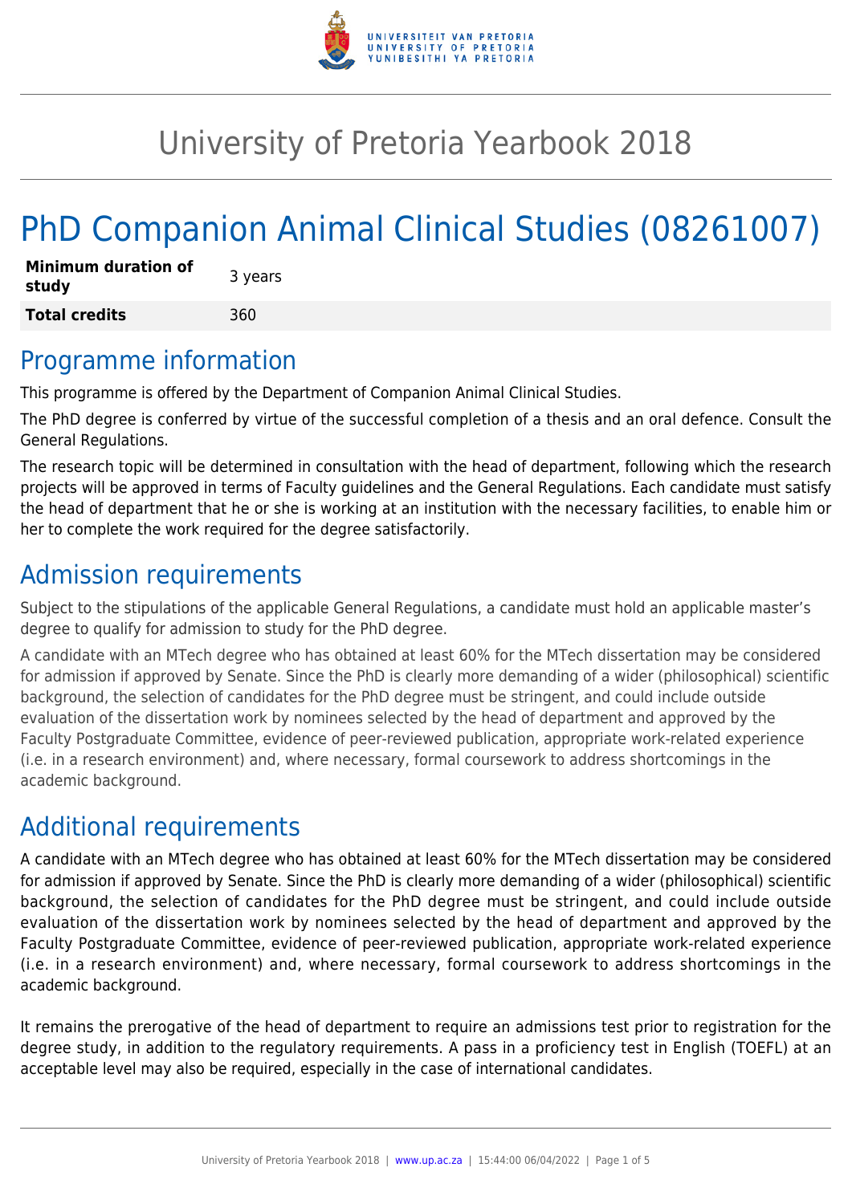# University of Pretoria Yearbook 2018

# PhD Companion Animal Clinical Studies (08261007)

| | |
|---|---|
| **Minimum duration of study** | 3 years |
| **Total credits** | 360 |

## Programme information

This programme is offered by the Department of Companion Animal Clinical Studies.

The PhD degree is conferred by virtue of the successful completion of a thesis and an oral defence. Consult the General Regulations.

The research topic will be determined in consultation with the head of department, following which the research projects will be approved in terms of Faculty guidelines and the General Regulations. Each candidate must satisfy the head of department that he or she is working at an institution with the necessary facilities, to enable him or her to complete the work required for the degree satisfactorily.

## Admission requirements

Subject to the stipulations of the applicable General Regulations, a candidate must hold an applicable master's degree to qualify for admission to study for the PhD degree.

A candidate with an MTech degree who has obtained at least 60% for the MTech dissertation may be considered for admission if approved by Senate. Since the PhD is clearly more demanding of a wider (philosophical) scientific background, the selection of candidates for the PhD degree must be stringent, and could include outside evaluation of the dissertation work by nominees selected by the head of department and approved by the Faculty Postgraduate Committee, evidence of peer-reviewed publication, appropriate work-related experience (i.e. in a research environment) and, where necessary, formal coursework to address shortcomings in the academic background.

## Additional requirements

A candidate with an MTech degree who has obtained at least 60% for the MTech dissertation may be considered for admission if approved by Senate. Since the PhD is clearly more demanding of a wider (philosophical) scientific background, the selection of candidates for the PhD degree must be stringent, and could include outside evaluation of the dissertation work by nominees selected by the head of department and approved by the Faculty Postgraduate Committee, evidence of peer-reviewed publication, appropriate work-related experience (i.e. in a research environment) and, where necessary, formal coursework to address shortcomings in the academic background.

It remains the prerogative of the head of department to require an admissions test prior to registration for the degree study, in addition to the regulatory requirements. A pass in a proficiency test in English (TOEFL) at an acceptable level may also be required, especially in the case of international candidates.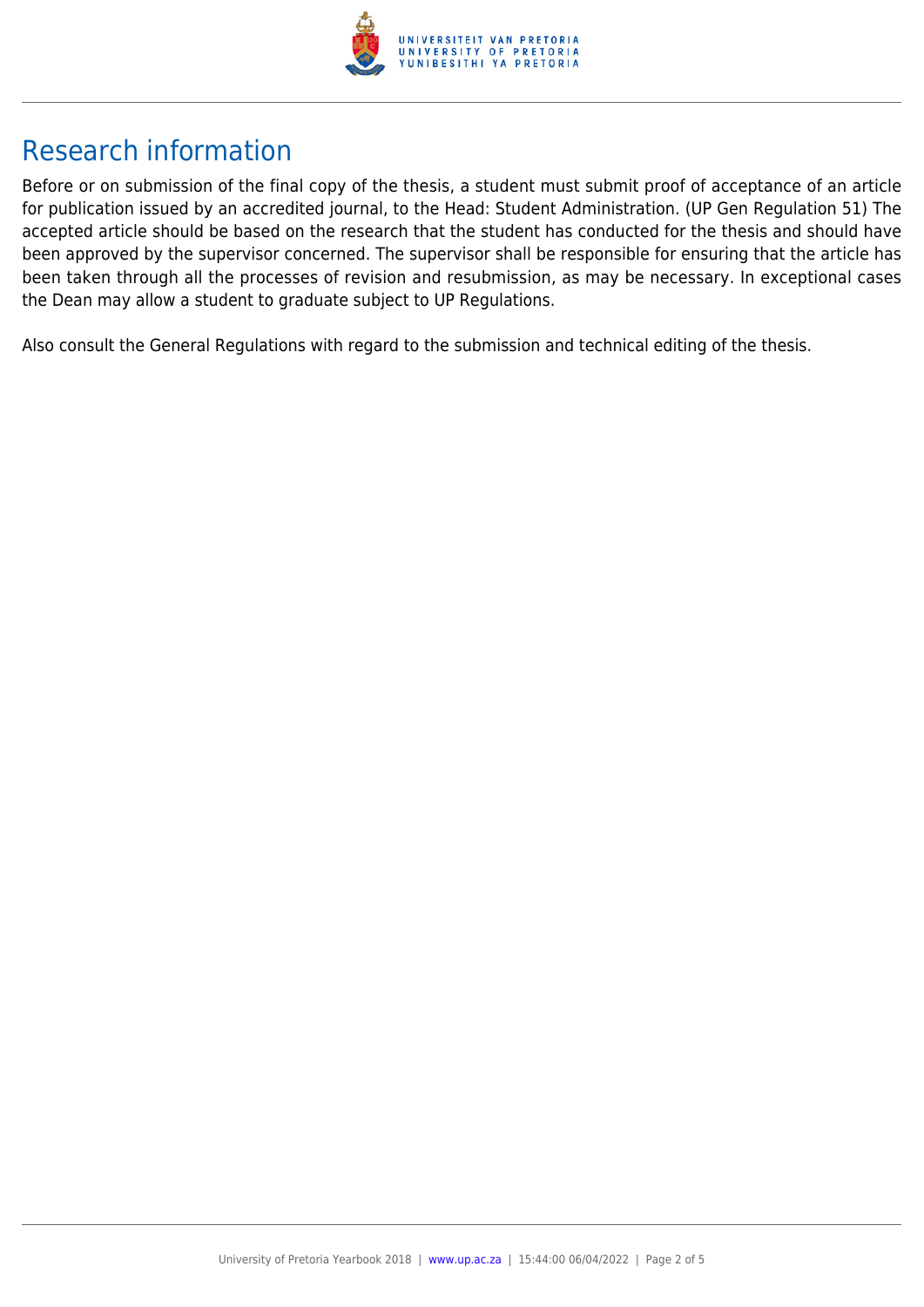## Research information

Before or on submission of the final copy of the thesis, a student must submit proof of acceptance of an article for publication issued by an accredited journal, to the Head: Student Administration. (UP Gen Regulation 51) The accepted article should be based on the research that the student has conducted for the thesis and should have been approved by the supervisor concerned. The supervisor shall be responsible for ensuring that the article has been taken through all the processes of revision and resubmission, as may be necessary. In exceptional cases the Dean may allow a student to graduate subject to UP Regulations.

Also consult the General Regulations with regard to the submission and technical editing of the thesis.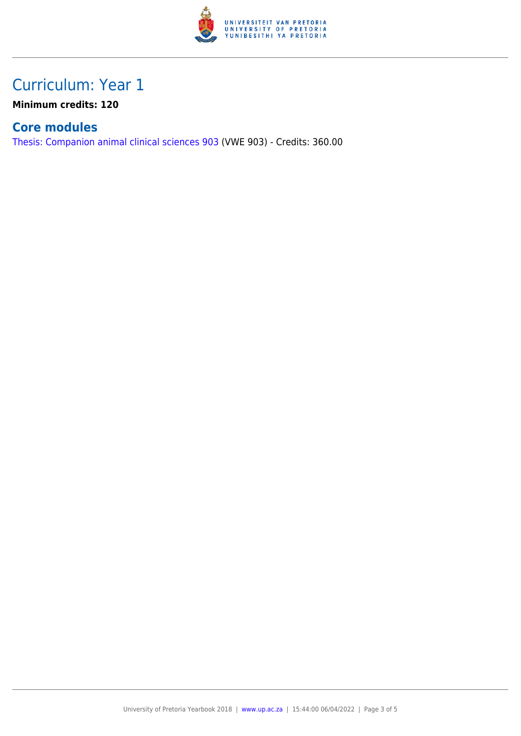# Curriculum: Year 1

**Minimum credits: 120**

## Core modules

Thesis: Companion animal clinical sciences 903 (VWE 903) - Credits: 360.00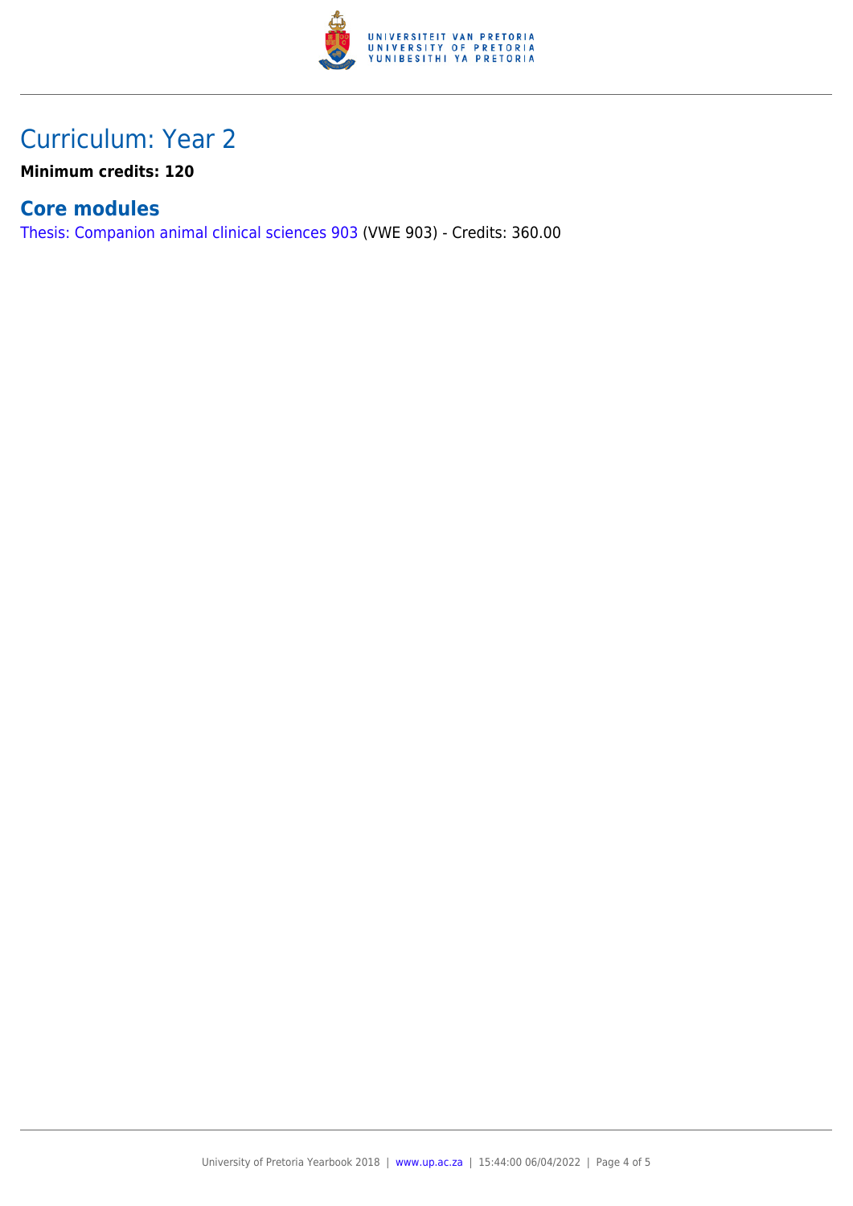## Curriculum: Year 2

**Minimum credits: 120**

### Core modules

Thesis: Companion animal clinical sciences 903 (VWE 903) - Credits: 360.00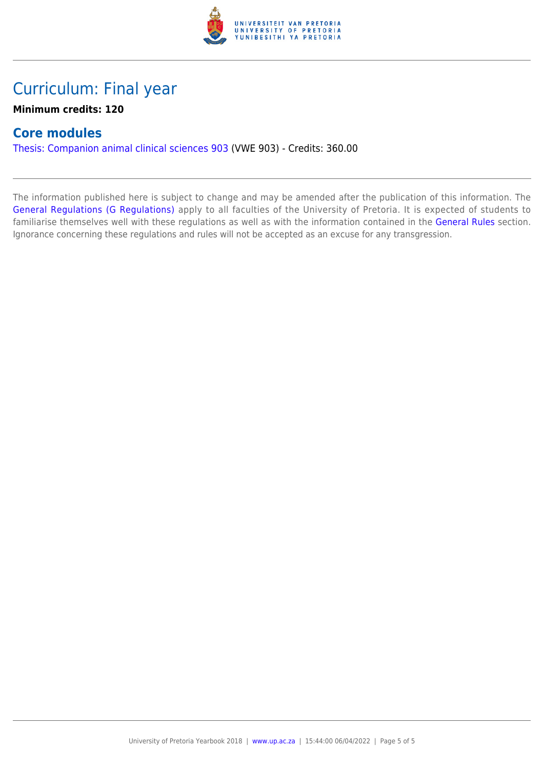## Curriculum: Final year

**Minimum credits: 120**

### Core modules

Thesis: Companion animal clinical sciences 903 (VWE 903) - Credits: 360.00

The information published here is subject to change and may be amended after the publication of this information. The General Regulations (G Regulations) apply to all faculties of the University of Pretoria. It is expected of students to familiarise themselves well with these regulations as well as with the information contained in the General Rules section. Ignorance concerning these regulations and rules will not be accepted as an excuse for any transgression.